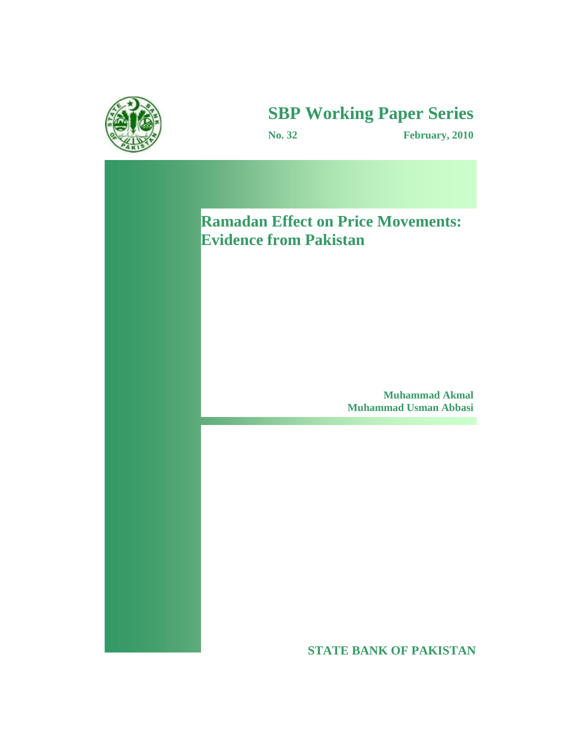# SBP Working Paper Series

**No. 32** **February, 2010**

# Ramadan Effect on Price Movements: Evidence from Pakistan

**Muhammad Akmal**
**Muhammad Usman Abbasi**

**STATE BANK OF PAKISTAN**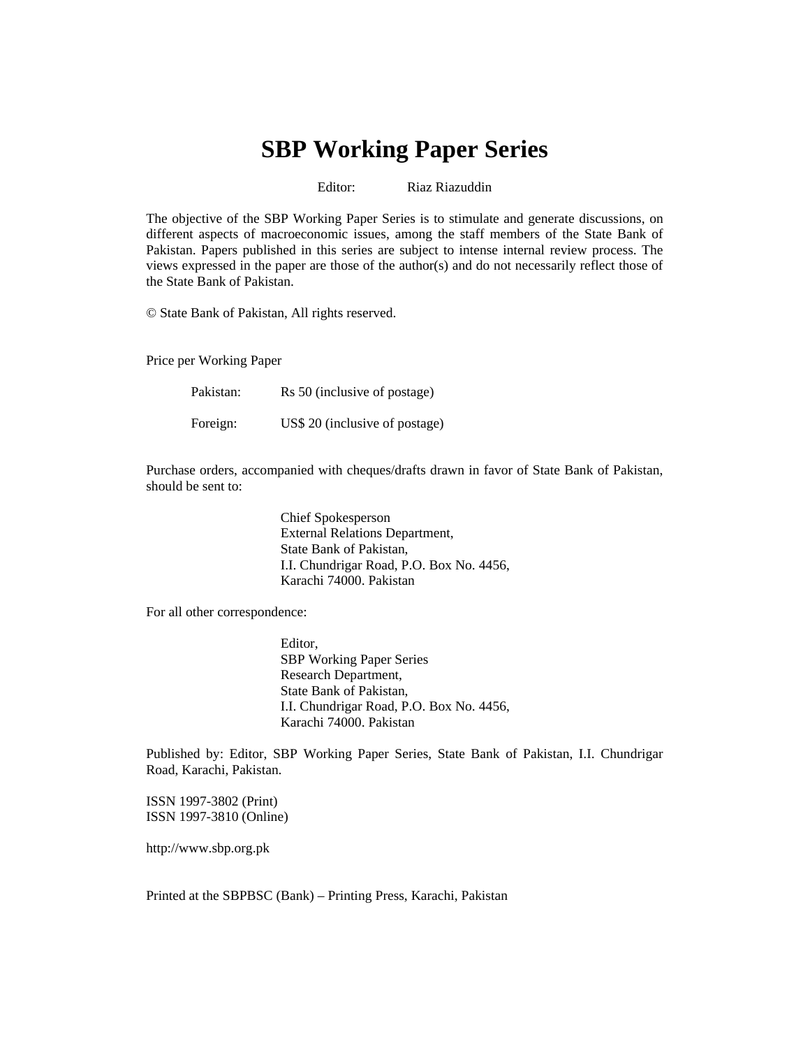# SBP Working Paper Series

Editor: Riaz Riazuddin

The objective of the SBP Working Paper Series is to stimulate and generate discussions, on different aspects of macroeconomic issues, among the staff members of the State Bank of Pakistan. Papers published in this series are subject to intense internal review process. The views expressed in the paper are those of the author(s) and do not necessarily reflect those of the State Bank of Pakistan.

© State Bank of Pakistan, All rights reserved.

Price per Working Paper

Pakistan: Rs 50 (inclusive of postage)

Foreign: US$ 20 (inclusive of postage)

Purchase orders, accompanied with cheques/drafts drawn in favor of State Bank of Pakistan, should be sent to:

Chief Spokesperson
External Relations Department,
State Bank of Pakistan,
I.I. Chundrigar Road, P.O. Box No. 4456,
Karachi 74000. Pakistan

For all other correspondence:

Editor,
SBP Working Paper Series
Research Department,
State Bank of Pakistan,
I.I. Chundrigar Road, P.O. Box No. 4456,
Karachi 74000. Pakistan

Published by: Editor, SBP Working Paper Series, State Bank of Pakistan, I.I. Chundrigar Road, Karachi, Pakistan.

ISSN 1997-3802 (Print)
ISSN 1997-3810 (Online)

http://www.sbp.org.pk

Printed at the SBPBSC (Bank) – Printing Press, Karachi, Pakistan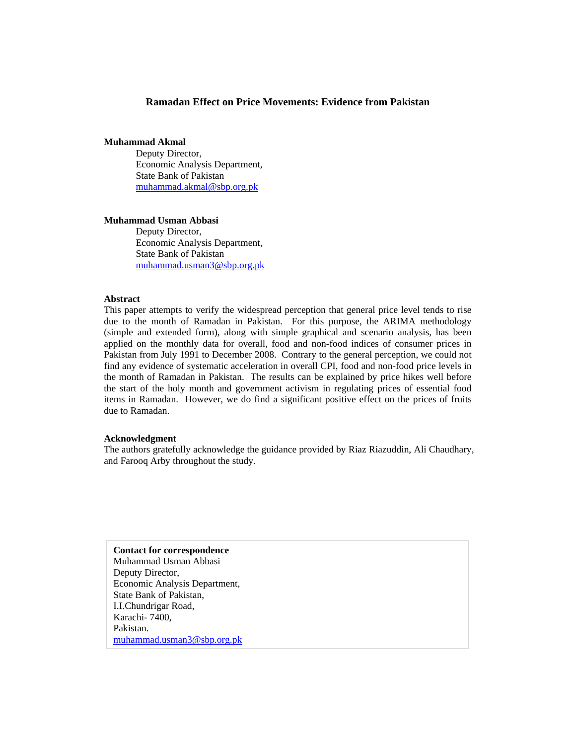# Ramadan Effect on Price Movements: Evidence from Pakistan

**Muhammad Akmal**
Deputy Director,
Economic Analysis Department,
State Bank of Pakistan
muhammad.akmal@sbp.org.pk

**Muhammad Usman Abbasi**
Deputy Director,
Economic Analysis Department,
State Bank of Pakistan
muhammad.usman3@sbp.org.pk

**Abstract**

This paper attempts to verify the widespread perception that general price level tends to rise due to the month of Ramadan in Pakistan. For this purpose, the ARIMA methodology (simple and extended form), along with simple graphical and scenario analysis, has been applied on the monthly data for overall, food and non-food indices of consumer prices in Pakistan from July 1991 to December 2008. Contrary to the general perception, we could not find any evidence of systematic acceleration in overall CPI, food and non-food price levels in the month of Ramadan in Pakistan. The results can be explained by price hikes well before the start of the holy month and government activism in regulating prices of essential food items in Ramadan. However, we do find a significant positive effect on the prices of fruits due to Ramadan.

**Acknowledgment**

The authors gratefully acknowledge the guidance provided by Riaz Riazuddin, Ali Chaudhary, and Farooq Arby throughout the study.

**Contact for correspondence**
Muhammad Usman Abbasi
Deputy Director,
Economic Analysis Department,
State Bank of Pakistan,
I.I.Chundrigar Road,
Karachi- 7400,
Pakistan.
muhammad.usman3@sbp.org.pk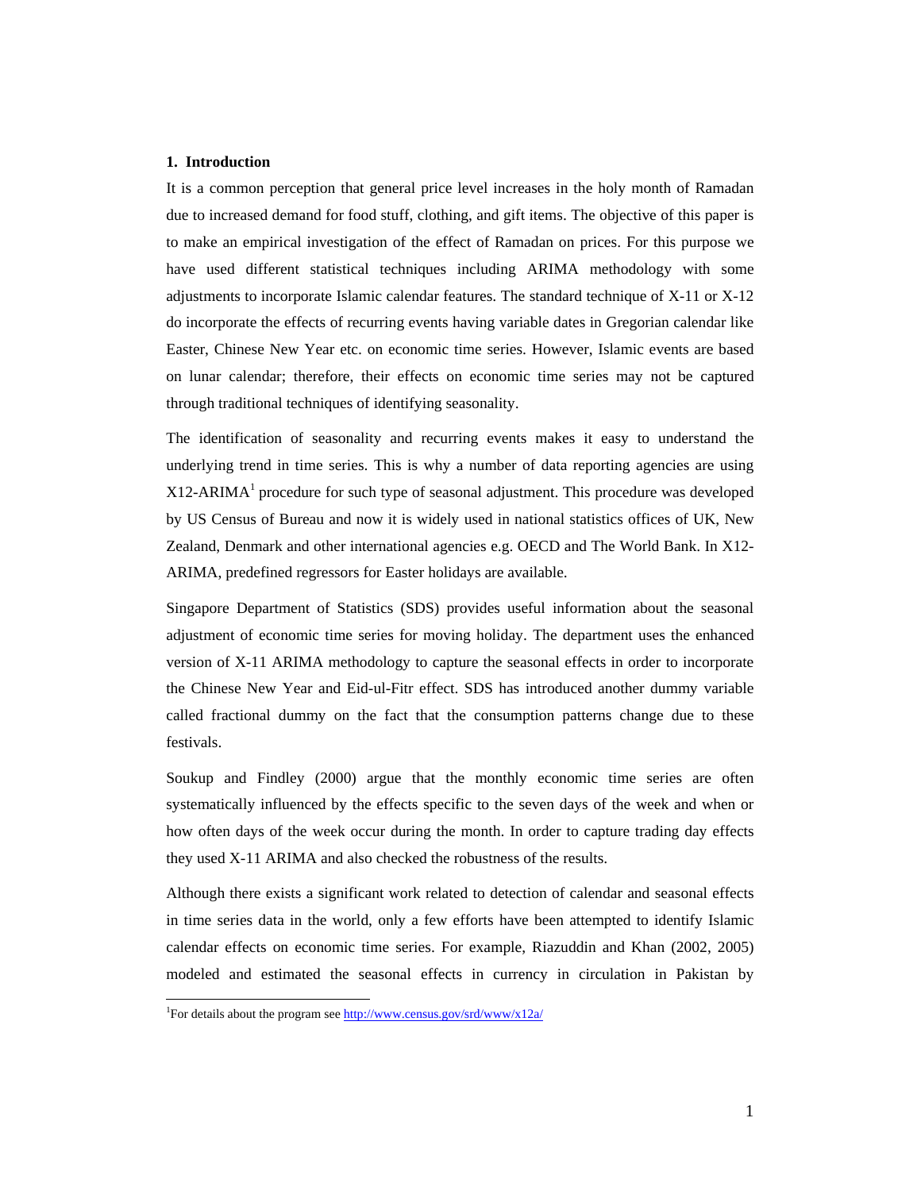## 1. Introduction

It is a common perception that general price level increases in the holy month of Ramadan due to increased demand for food stuff, clothing, and gift items. The objective of this paper is to make an empirical investigation of the effect of Ramadan on prices. For this purpose we have used different statistical techniques including ARIMA methodology with some adjustments to incorporate Islamic calendar features. The standard technique of X-11 or X-12 do incorporate the effects of recurring events having variable dates in Gregorian calendar like Easter, Chinese New Year etc. on economic time series. However, Islamic events are based on lunar calendar; therefore, their effects on economic time series may not be captured through traditional techniques of identifying seasonality.

The identification of seasonality and recurring events makes it easy to understand the underlying trend in time series. This is why a number of data reporting agencies are using X12-ARIMA[1] procedure for such type of seasonal adjustment. This procedure was developed by US Census of Bureau and now it is widely used in national statistics offices of UK, New Zealand, Denmark and other international agencies e.g. OECD and The World Bank. In X12-ARIMA, predefined regressors for Easter holidays are available.

Singapore Department of Statistics (SDS) provides useful information about the seasonal adjustment of economic time series for moving holiday. The department uses the enhanced version of X-11 ARIMA methodology to capture the seasonal effects in order to incorporate the Chinese New Year and Eid-ul-Fitr effect. SDS has introduced another dummy variable called fractional dummy on the fact that the consumption patterns change due to these festivals.

Soukup and Findley (2000) argue that the monthly economic time series are often systematically influenced by the effects specific to the seven days of the week and when or how often days of the week occur during the month. In order to capture trading day effects they used X-11 ARIMA and also checked the robustness of the results.

Although there exists a significant work related to detection of calendar and seasonal effects in time series data in the world, only a few efforts have been attempted to identify Islamic calendar effects on economic time series. For example, Riazuddin and Khan (2002, 2005) modeled and estimated the seasonal effects in currency in circulation in Pakistan by

[1] For details about the program see http://www.census.gov/srd/www/x12a/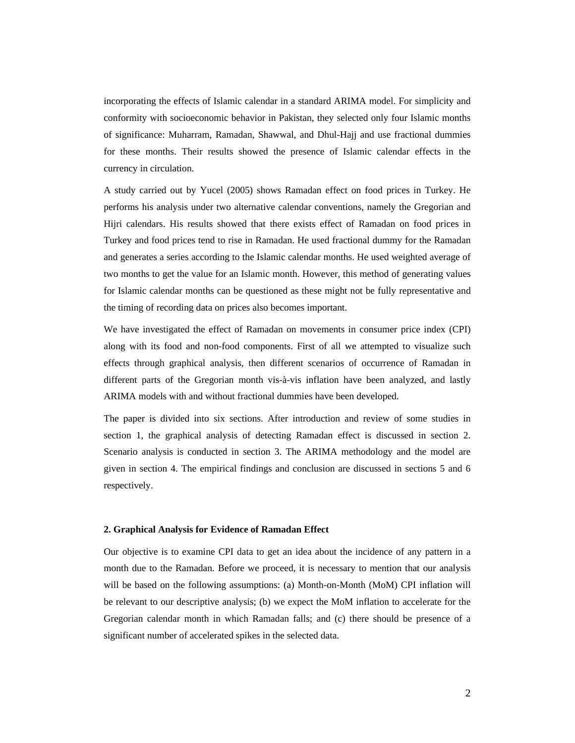incorporating the effects of Islamic calendar in a standard ARIMA model. For simplicity and conformity with socioeconomic behavior in Pakistan, they selected only four Islamic months of significance: Muharram, Ramadan, Shawwal, and Dhul-Hajj and use fractional dummies for these months. Their results showed the presence of Islamic calendar effects in the currency in circulation.

A study carried out by Yucel (2005) shows Ramadan effect on food prices in Turkey. He performs his analysis under two alternative calendar conventions, namely the Gregorian and Hijri calendars. His results showed that there exists effect of Ramadan on food prices in Turkey and food prices tend to rise in Ramadan. He used fractional dummy for the Ramadan and generates a series according to the Islamic calendar months. He used weighted average of two months to get the value for an Islamic month. However, this method of generating values for Islamic calendar months can be questioned as these might not be fully representative and the timing of recording data on prices also becomes important.

We have investigated the effect of Ramadan on movements in consumer price index (CPI) along with its food and non-food components. First of all we attempted to visualize such effects through graphical analysis, then different scenarios of occurrence of Ramadan in different parts of the Gregorian month vis-à-vis inflation have been analyzed, and lastly ARIMA models with and without fractional dummies have been developed.

The paper is divided into six sections. After introduction and review of some studies in section 1, the graphical analysis of detecting Ramadan effect is discussed in section 2. Scenario analysis is conducted in section 3. The ARIMA methodology and the model are given in section 4. The empirical findings and conclusion are discussed in sections 5 and 6 respectively.

## 2. Graphical Analysis for Evidence of Ramadan Effect

Our objective is to examine CPI data to get an idea about the incidence of any pattern in a month due to the Ramadan. Before we proceed, it is necessary to mention that our analysis will be based on the following assumptions: (a) Month-on-Month (MoM) CPI inflation will be relevant to our descriptive analysis; (b) we expect the MoM inflation to accelerate for the Gregorian calendar month in which Ramadan falls; and (c) there should be presence of a significant number of accelerated spikes in the selected data.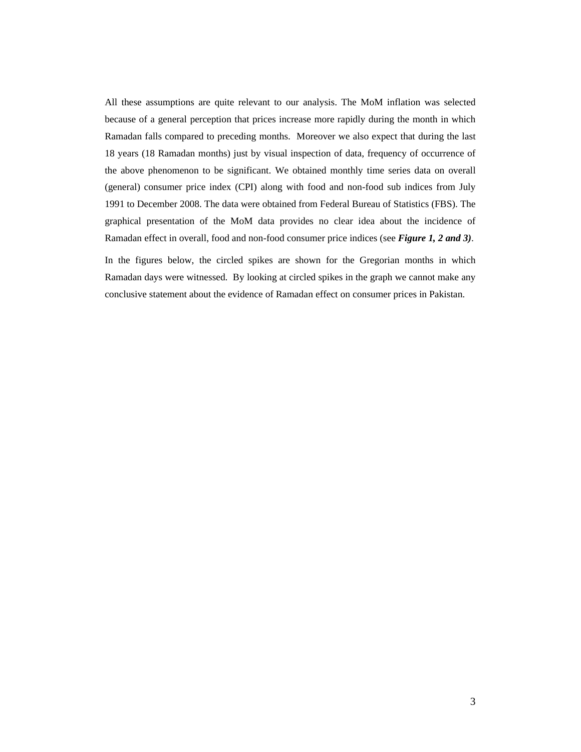All these assumptions are quite relevant to our analysis. The MoM inflation was selected because of a general perception that prices increase more rapidly during the month in which Ramadan falls compared to preceding months. Moreover we also expect that during the last 18 years (18 Ramadan months) just by visual inspection of data, frequency of occurrence of the above phenomenon to be significant. We obtained monthly time series data on overall (general) consumer price index (CPI) along with food and non-food sub indices from July 1991 to December 2008. The data were obtained from Federal Bureau of Statistics (FBS). The graphical presentation of the MoM data provides no clear idea about the incidence of Ramadan effect in overall, food and non-food consumer price indices (see ***Figure 1, 2 and 3)***.

In the figures below, the circled spikes are shown for the Gregorian months in which Ramadan days were witnessed. By looking at circled spikes in the graph we cannot make any conclusive statement about the evidence of Ramadan effect on consumer prices in Pakistan.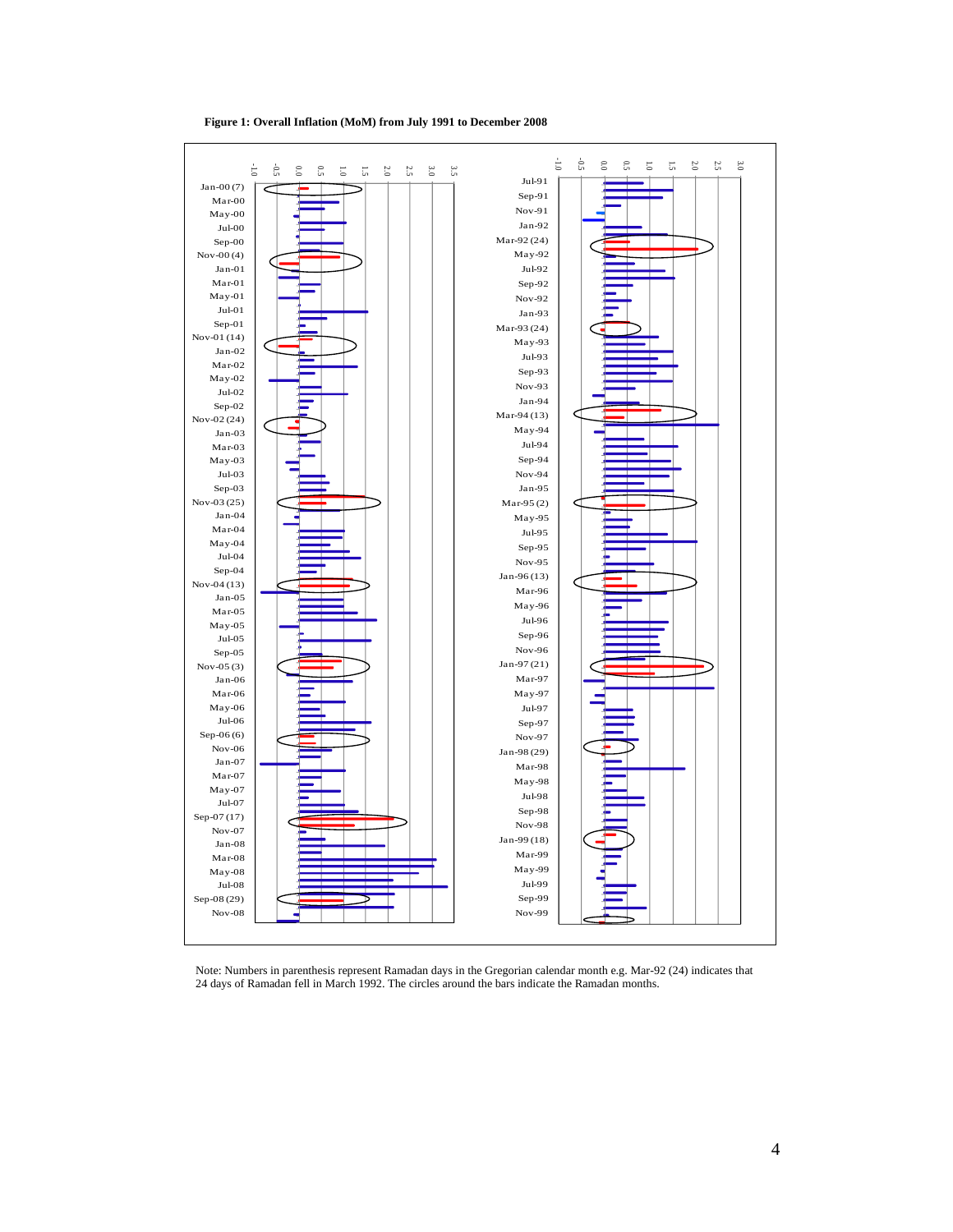**Figure 1: Overall Inflation (MoM) from July 1991 to December 2008**

Note: Numbers in parenthesis represent Ramadan days in the Gregorian calendar month e.g. Mar-92 (24) indicates that 24 days of Ramadan fell in March 1992. The circles around the bars indicate the Ramadan months.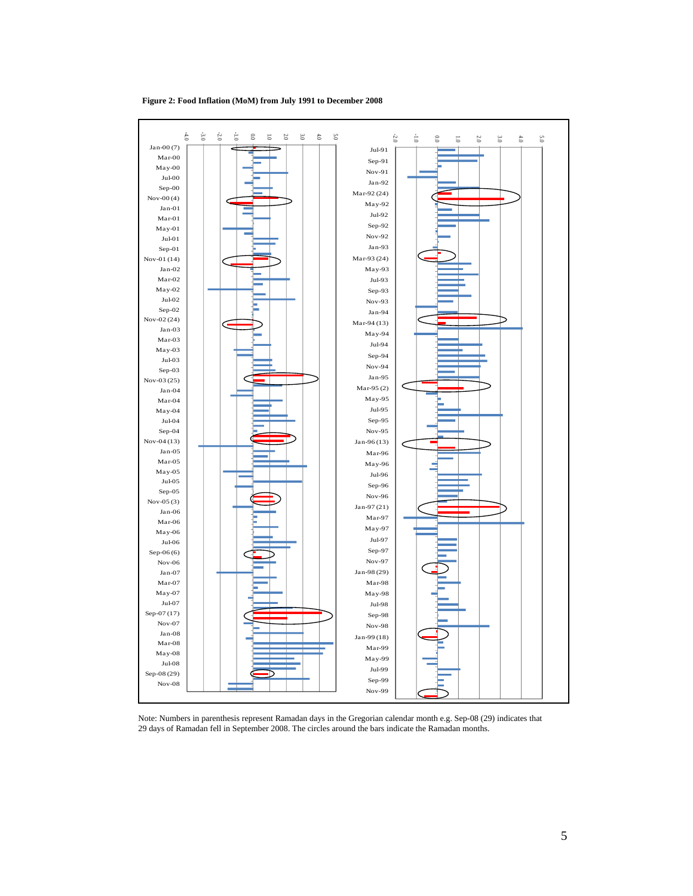**Figure 2: Food Inflation (MoM) from July 1991 to December 2008**

Note: Numbers in parenthesis represent Ramadan days in the Gregorian calendar month e.g. Sep-08 (29) indicates that 29 days of Ramadan fell in September 2008. The circles around the bars indicate the Ramadan months.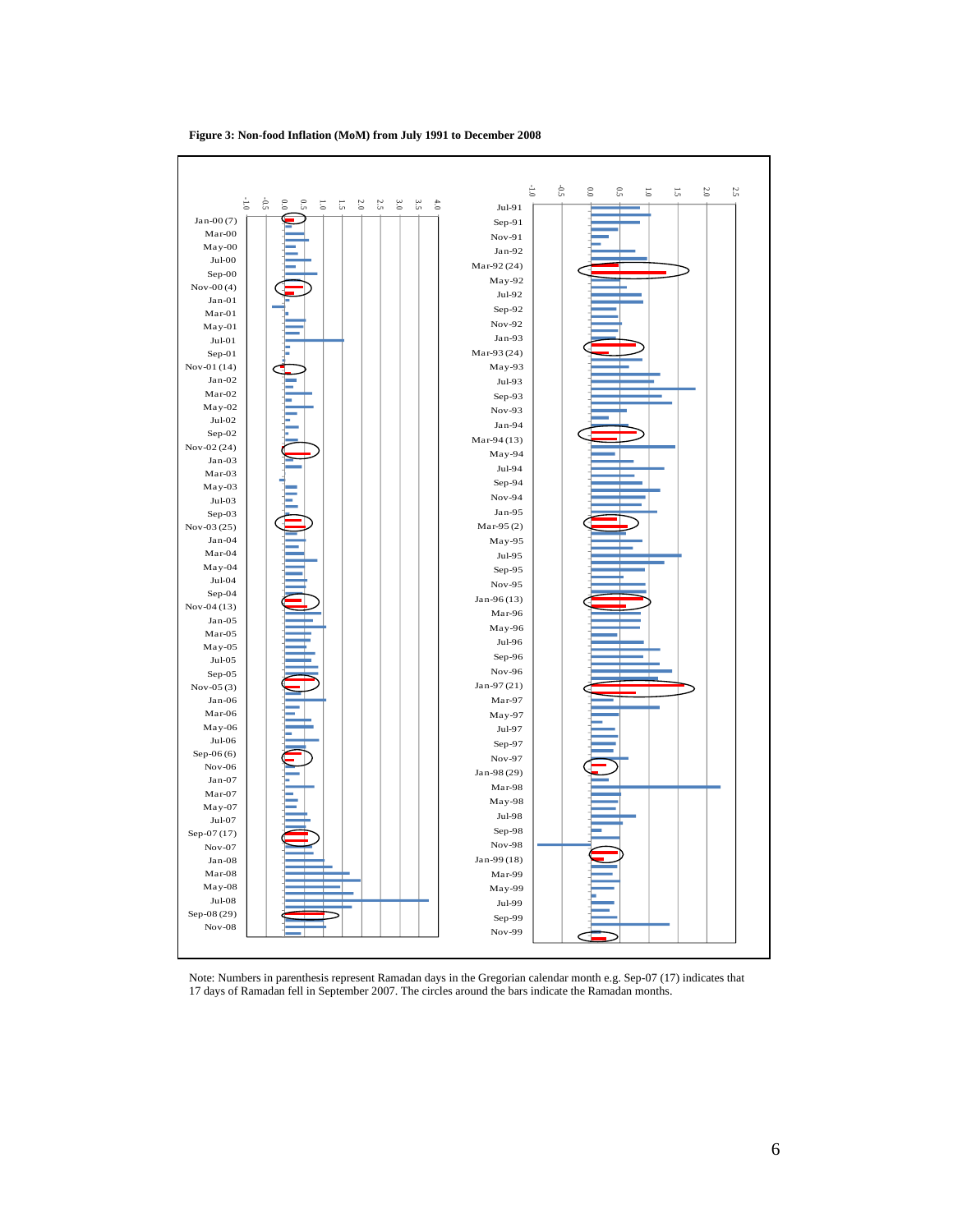**Figure 3: Non-food Inflation (MoM) from July 1991 to December 2008**

Note: Numbers in parenthesis represent Ramadan days in the Gregorian calendar month e.g. Sep-07 (17) indicates that 17 days of Ramadan fell in September 2007. The circles around the bars indicate the Ramadan months.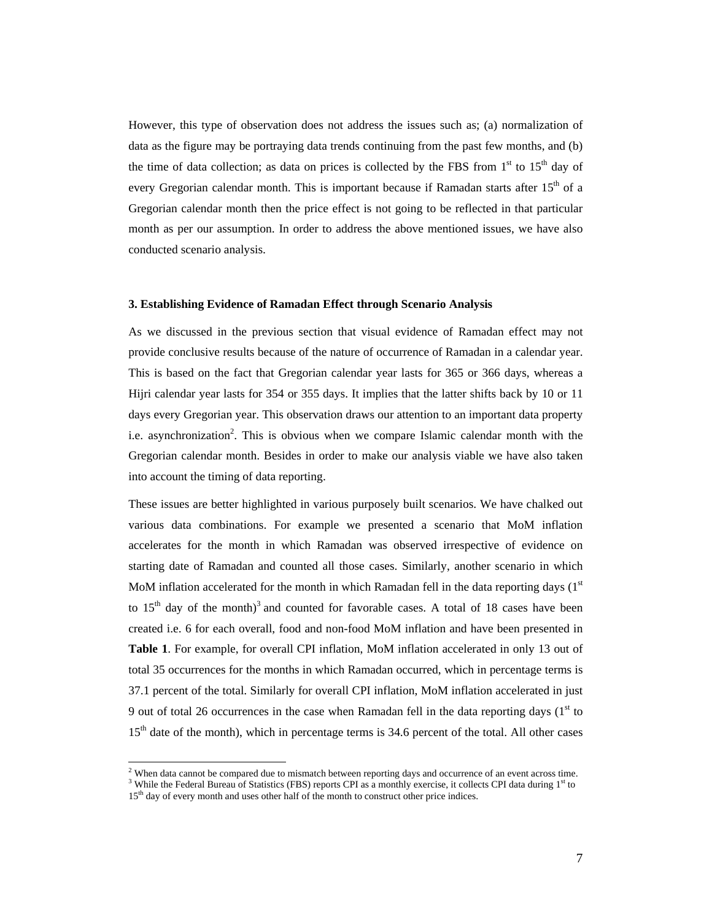However, this type of observation does not address the issues such as; (a) normalization of data as the figure may be portraying data trends continuing from the past few months, and (b) the time of data collection; as data on prices is collected by the FBS from 1st to 15th day of every Gregorian calendar month. This is important because if Ramadan starts after 15th of a Gregorian calendar month then the price effect is not going to be reflected in that particular month as per our assumption. In order to address the above mentioned issues, we have also conducted scenario analysis.

### 3. Establishing Evidence of Ramadan Effect through Scenario Analysis

As we discussed in the previous section that visual evidence of Ramadan effect may not provide conclusive results because of the nature of occurrence of Ramadan in a calendar year. This is based on the fact that Gregorian calendar year lasts for 365 or 366 days, whereas a Hijri calendar year lasts for 354 or 355 days. It implies that the latter shifts back by 10 or 11 days every Gregorian year. This observation draws our attention to an important data property i.e. asynchronization[2]. This is obvious when we compare Islamic calendar month with the Gregorian calendar month. Besides in order to make our analysis viable we have also taken into account the timing of data reporting.

These issues are better highlighted in various purposely built scenarios. We have chalked out various data combinations. For example we presented a scenario that MoM inflation accelerates for the month in which Ramadan was observed irrespective of evidence on starting date of Ramadan and counted all those cases. Similarly, another scenario in which MoM inflation accelerated for the month in which Ramadan fell in the data reporting days (1st to 15th day of the month)[3] and counted for favorable cases. A total of 18 cases have been created i.e. 6 for each overall, food and non-food MoM inflation and have been presented in **Table 1**. For example, for overall CPI inflation, MoM inflation accelerated in only 13 out of total 35 occurrences for the months in which Ramadan occurred, which in percentage terms is 37.1 percent of the total. Similarly for overall CPI inflation, MoM inflation accelerated in just 9 out of total 26 occurrences in the case when Ramadan fell in the data reporting days (1st to 15th date of the month), which in percentage terms is 34.6 percent of the total. All other cases

[2] When data cannot be compared due to mismatch between reporting days and occurrence of an event across time.

[3] While the Federal Bureau of Statistics (FBS) reports CPI as a monthly exercise, it collects CPI data during 1st to 15th day of every month and uses other half of the month to construct other price indices.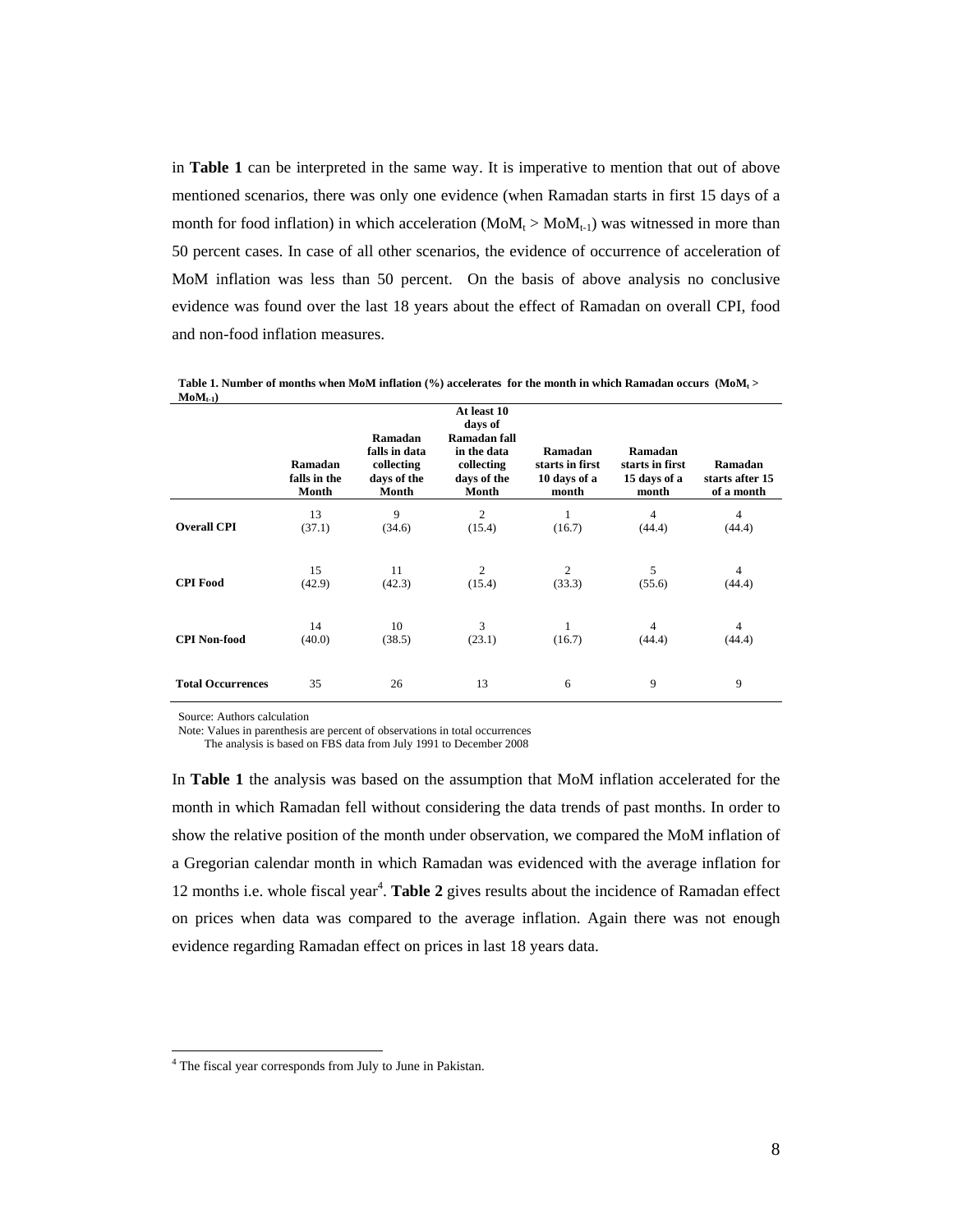in **Table 1** can be interpreted in the same way. It is imperative to mention that out of above mentioned scenarios, there was only one evidence (when Ramadan starts in first 15 days of a month for food inflation) in which acceleration ($MoM_t > MoM_{t-1}$) was witnessed in more than 50 percent cases. In case of all other scenarios, the evidence of occurrence of acceleration of MoM inflation was less than 50 percent. On the basis of above analysis no conclusive evidence was found over the last 18 years about the effect of Ramadan on overall CPI, food and non-food inflation measures.

**Table 1. Number of months when MoM inflation (%) accelerates for the month in which Ramadan occurs ($MoM_t > MoM_{t-1}$)**

| | Ramadan falls in the Month | Ramadan falls in data collecting days of the Month | At least 10 days of Ramadan fall in the data collecting days of the Month | Ramadan starts in first 10 days of a month | Ramadan starts in first 15 days of a month | Ramadan starts after 15 of a month |
|---|---|---|---|---|---|---|
| **Overall CPI** | 13 (37.1) | 9 (34.6) | 2 (15.4) | 1 (16.7) | 4 (44.4) | 4 (44.4) |
| **CPI Food** | 15 (42.9) | 11 (42.3) | 2 (15.4) | 2 (33.3) | 5 (55.6) | 4 (44.4) |
| **CPI Non-food** | 14 (40.0) | 10 (38.5) | 3 (23.1) | 1 (16.7) | 4 (44.4) | 4 (44.4) |
| **Total Occurrences** | 35 | 26 | 13 | 6 | 9 | 9 |

Source: Authors calculation
Note: Values in parenthesis are percent of observations in total occurrences
The analysis is based on FBS data from July 1991 to December 2008

In **Table 1** the analysis was based on the assumption that MoM inflation accelerated for the month in which Ramadan fell without considering the data trends of past months. In order to show the relative position of the month under observation, we compared the MoM inflation of a Gregorian calendar month in which Ramadan was evidenced with the average inflation for 12 months i.e. whole fiscal year[4]. **Table 2** gives results about the incidence of Ramadan effect on prices when data was compared to the average inflation. Again there was not enough evidence regarding Ramadan effect on prices in last 18 years data.

[4] The fiscal year corresponds from July to June in Pakistan.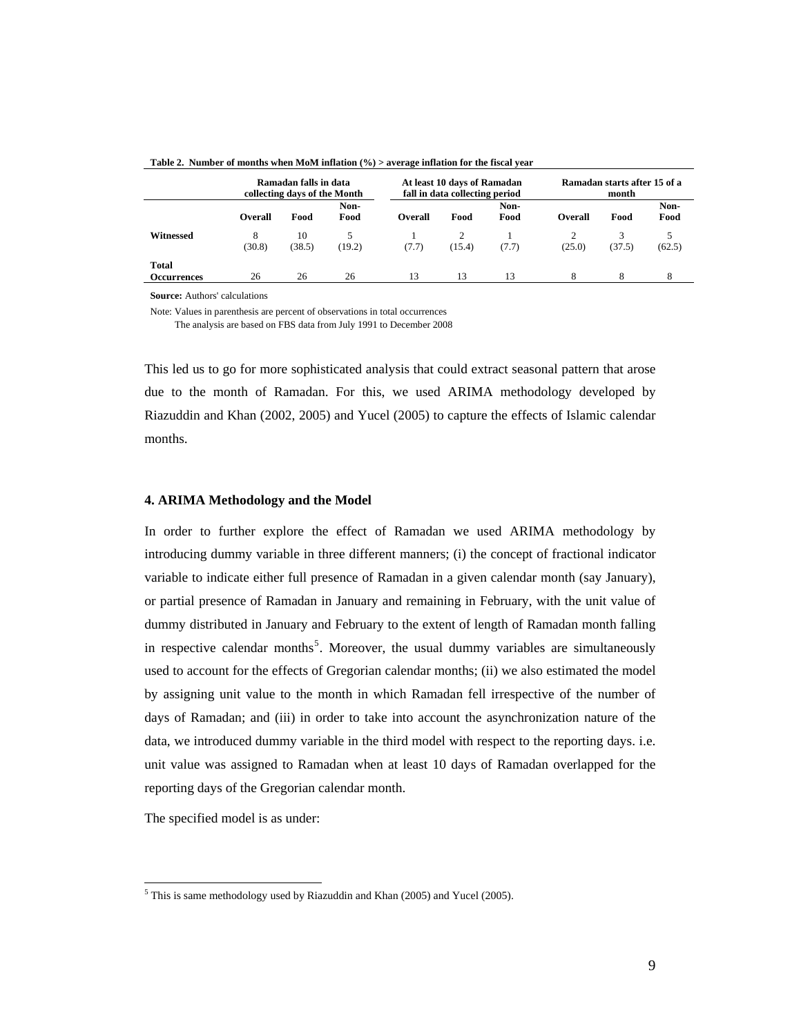**Table 2. Number of months when MoM inflation (%) > average inflation for the fiscal year**

| | Ramadan falls in data collecting days of the Month | | | At least 10 days of Ramadan fall in data collecting period | | | Ramadan starts after 15 of a month | | |
|---|---|---|---|---|---|---|---|---|---|
| | **Overall** | **Food** | **Non-Food** | **Overall** | **Food** | **Non-Food** | **Overall** | **Food** | **Non-Food** |
| **Witnessed** | 8 (30.8) | 10 (38.5) | 5 (19.2) | 1 (7.7) | 2 (15.4) | 1 (7.7) | 2 (25.0) | 3 (37.5) | 5 (62.5) |
| **Total Occurrences** | 26 | 26 | 26 | 13 | 13 | 13 | 8 | 8 | 8 |

**Source:** Authors' calculations

Note: Values in parenthesis are percent of observations in total occurrences

The analysis are based on FBS data from July 1991 to December 2008

This led us to go for more sophisticated analysis that could extract seasonal pattern that arose due to the month of Ramadan. For this, we used ARIMA methodology developed by Riazuddin and Khan (2002, 2005) and Yucel (2005) to capture the effects of Islamic calendar months.

## 4. ARIMA Methodology and the Model

In order to further explore the effect of Ramadan we used ARIMA methodology by introducing dummy variable in three different manners; (i) the concept of fractional indicator variable to indicate either full presence of Ramadan in a given calendar month (say January), or partial presence of Ramadan in January and remaining in February, with the unit value of dummy distributed in January and February to the extent of length of Ramadan month falling in respective calendar months[5]. Moreover, the usual dummy variables are simultaneously used to account for the effects of Gregorian calendar months; (ii) we also estimated the model by assigning unit value to the month in which Ramadan fell irrespective of the number of days of Ramadan; and (iii) in order to take into account the asynchronization nature of the data, we introduced dummy variable in the third model with respect to the reporting days. i.e. unit value was assigned to Ramadan when at least 10 days of Ramadan overlapped for the reporting days of the Gregorian calendar month.

The specified model is as under:

[5] This is same methodology used by Riazuddin and Khan (2005) and Yucel (2005).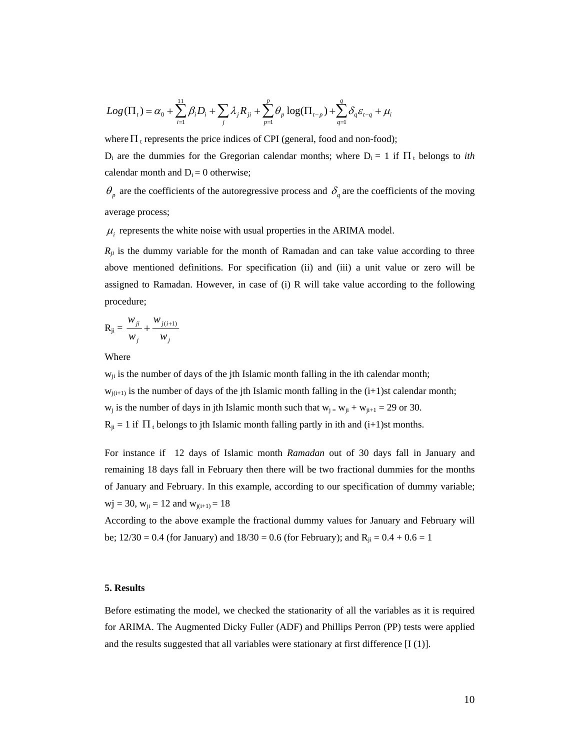$$Log(\Pi_t) = \alpha_0 + \sum_{i=1}^{11} \beta_i D_i + \sum_j \lambda_j R_{ji} + \sum_{p=1}^{p} \theta_p \log(\Pi_{t-p}) + \sum_{q=1}^{q} \delta_q \varepsilon_{t-q} + \mu_i$$

where $\Pi_t$ represents the price indices of CPI (general, food and non-food);

$D_i$ are the dummies for the Gregorian calendar months; where $D_i = 1$ if $\Pi_t$ belongs to *ith* calendar month and $D_i = 0$ otherwise;

$\theta_p$ are the coefficients of the autoregressive process and $\delta_q$ are the coefficients of the moving average process;

$\mu_i$ represents the white noise with usual properties in the ARIMA model.

$R_{ji}$ is the dummy variable for the month of Ramadan and can take value according to three above mentioned definitions. For specification (ii) and (iii) a unit value or zero will be assigned to Ramadan. However, in case of (i) R will take value according to the following procedure;

$$R_{ji} = \frac{w_{ji}}{w_j} + \frac{w_{j(i+1)}}{w_j}$$

Where

$w_{ji}$ is the number of days of the jth Islamic month falling in the ith calendar month;

$w_{j(i+1)}$ is the number of days of the jth Islamic month falling in the (i+1)st calendar month;

$w_j$ is the number of days in jth Islamic month such that $w_j = w_{ji} + w_{ji+1} = 29$ or 30.

$R_{ji} = 1$ if $\Pi_t$ belongs to jth Islamic month falling partly in ith and (i+1)st months.

For instance if 12 days of Islamic month *Ramadan* out of 30 days fall in January and remaining 18 days fall in February then there will be two fractional dummies for the months of January and February. In this example, according to our specification of dummy variable; $w_j = 30$, $w_{ji} = 12$ and $w_{j(i+1)} = 18$

According to the above example the fractional dummy values for January and February will be; 12/30 = 0.4 (for January) and 18/30 = 0.6 (for February); and $R_{ji} = 0.4 + 0.6 = 1$

## 5. Results

Before estimating the model, we checked the stationarity of all the variables as it is required for ARIMA. The Augmented Dicky Fuller (ADF) and Phillips Perron (PP) tests were applied and the results suggested that all variables were stationary at first difference [I (1)].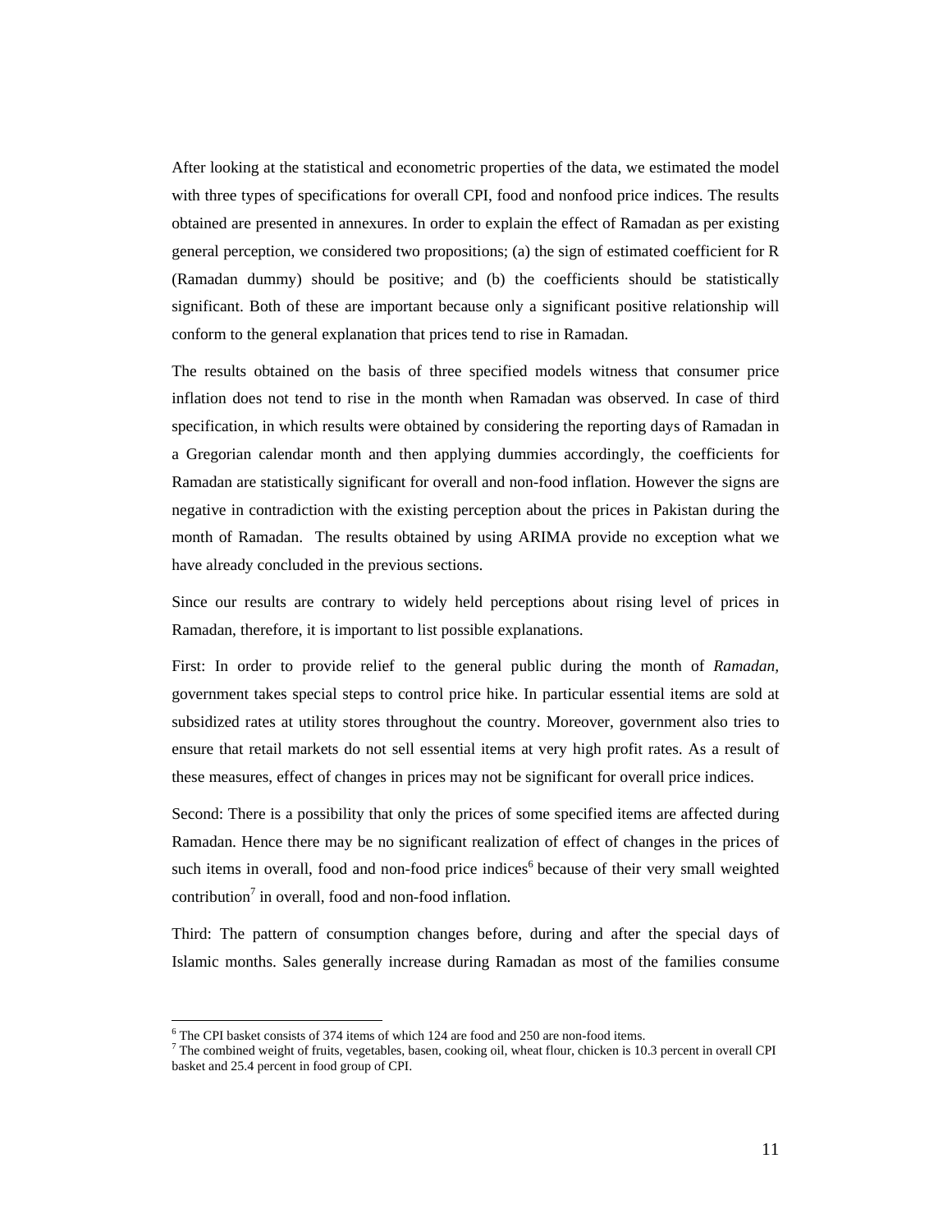After looking at the statistical and econometric properties of the data, we estimated the model with three types of specifications for overall CPI, food and nonfood price indices. The results obtained are presented in annexures. In order to explain the effect of Ramadan as per existing general perception, we considered two propositions; (a) the sign of estimated coefficient for R (Ramadan dummy) should be positive; and (b) the coefficients should be statistically significant. Both of these are important because only a significant positive relationship will conform to the general explanation that prices tend to rise in Ramadan.

The results obtained on the basis of three specified models witness that consumer price inflation does not tend to rise in the month when Ramadan was observed. In case of third specification, in which results were obtained by considering the reporting days of Ramadan in a Gregorian calendar month and then applying dummies accordingly, the coefficients for Ramadan are statistically significant for overall and non-food inflation. However the signs are negative in contradiction with the existing perception about the prices in Pakistan during the month of Ramadan. The results obtained by using ARIMA provide no exception what we have already concluded in the previous sections.

Since our results are contrary to widely held perceptions about rising level of prices in Ramadan, therefore, it is important to list possible explanations.

First: In order to provide relief to the general public during the month of *Ramadan*, government takes special steps to control price hike. In particular essential items are sold at subsidized rates at utility stores throughout the country. Moreover, government also tries to ensure that retail markets do not sell essential items at very high profit rates. As a result of these measures, effect of changes in prices may not be significant for overall price indices.

Second: There is a possibility that only the prices of some specified items are affected during Ramadan. Hence there may be no significant realization of effect of changes in the prices of such items in overall, food and non-food price indices[6] because of their very small weighted contribution[7] in overall, food and non-food inflation.

Third: The pattern of consumption changes before, during and after the special days of Islamic months. Sales generally increase during Ramadan as most of the families consume

---

[6] The CPI basket consists of 374 items of which 124 are food and 250 are non-food items.

[7] The combined weight of fruits, vegetables, basen, cooking oil, wheat flour, chicken is 10.3 percent in overall CPI basket and 25.4 percent in food group of CPI.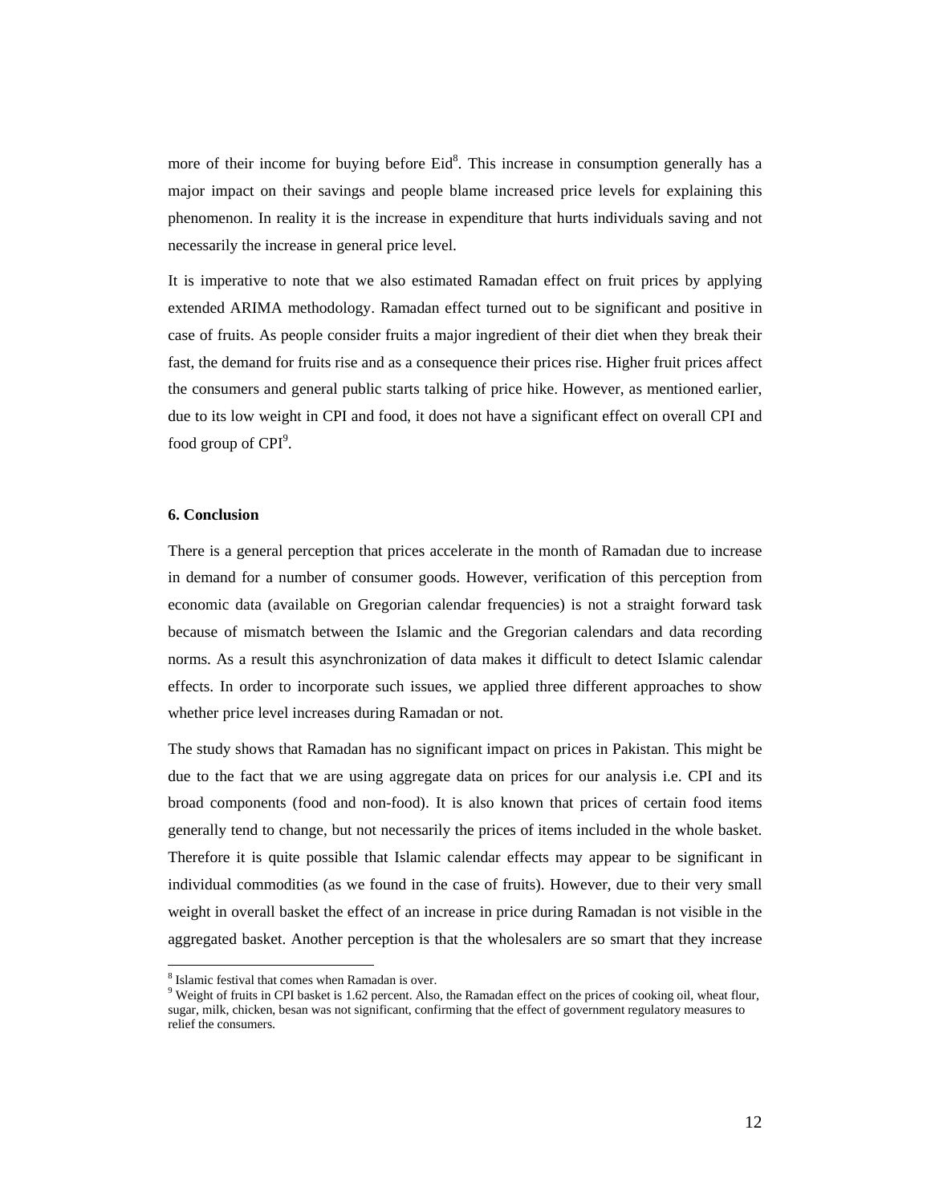more of their income for buying before Eid[8]. This increase in consumption generally has a major impact on their savings and people blame increased price levels for explaining this phenomenon. In reality it is the increase in expenditure that hurts individuals saving and not necessarily the increase in general price level.

It is imperative to note that we also estimated Ramadan effect on fruit prices by applying extended ARIMA methodology. Ramadan effect turned out to be significant and positive in case of fruits. As people consider fruits a major ingredient of their diet when they break their fast, the demand for fruits rise and as a consequence their prices rise. Higher fruit prices affect the consumers and general public starts talking of price hike. However, as mentioned earlier, due to its low weight in CPI and food, it does not have a significant effect on overall CPI and food group of CPI[9].

## 6. Conclusion

There is a general perception that prices accelerate in the month of Ramadan due to increase in demand for a number of consumer goods. However, verification of this perception from economic data (available on Gregorian calendar frequencies) is not a straight forward task because of mismatch between the Islamic and the Gregorian calendars and data recording norms. As a result this asynchronization of data makes it difficult to detect Islamic calendar effects. In order to incorporate such issues, we applied three different approaches to show whether price level increases during Ramadan or not.

The study shows that Ramadan has no significant impact on prices in Pakistan. This might be due to the fact that we are using aggregate data on prices for our analysis i.e. CPI and its broad components (food and non-food). It is also known that prices of certain food items generally tend to change, but not necessarily the prices of items included in the whole basket. Therefore it is quite possible that Islamic calendar effects may appear to be significant in individual commodities (as we found in the case of fruits). However, due to their very small weight in overall basket the effect of an increase in price during Ramadan is not visible in the aggregated basket. Another perception is that the wholesalers are so smart that they increase

---

[8] Islamic festival that comes when Ramadan is over.

[9] Weight of fruits in CPI basket is 1.62 percent. Also, the Ramadan effect on the prices of cooking oil, wheat flour, sugar, milk, chicken, besan was not significant, confirming that the effect of government regulatory measures to relief the consumers.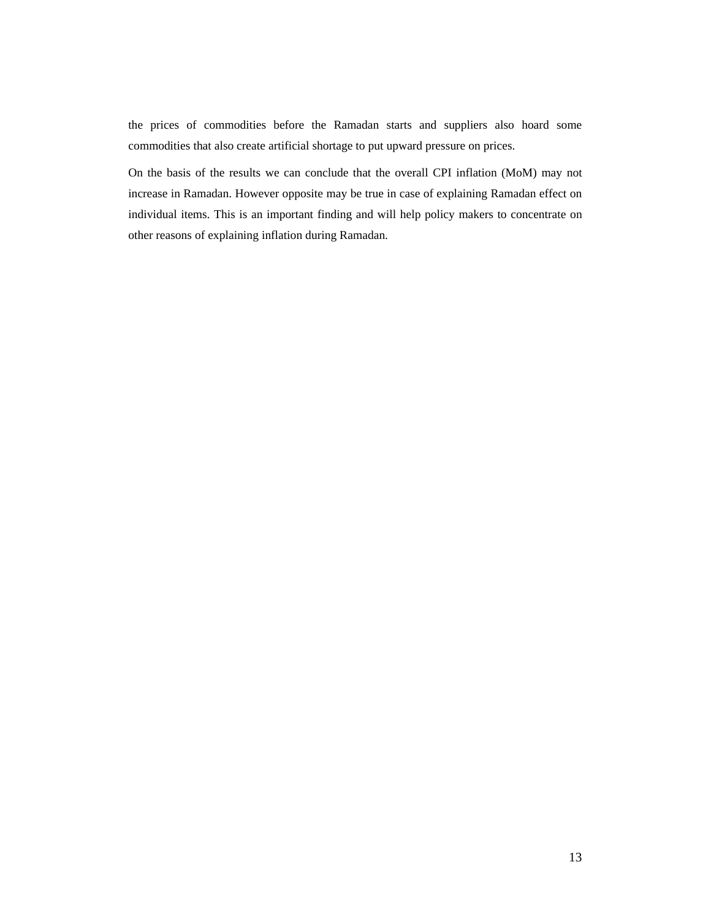the prices of commodities before the Ramadan starts and suppliers also hoard some commodities that also create artificial shortage to put upward pressure on prices.

On the basis of the results we can conclude that the overall CPI inflation (MoM) may not increase in Ramadan. However opposite may be true in case of explaining Ramadan effect on individual items. This is an important finding and will help policy makers to concentrate on other reasons of explaining inflation during Ramadan.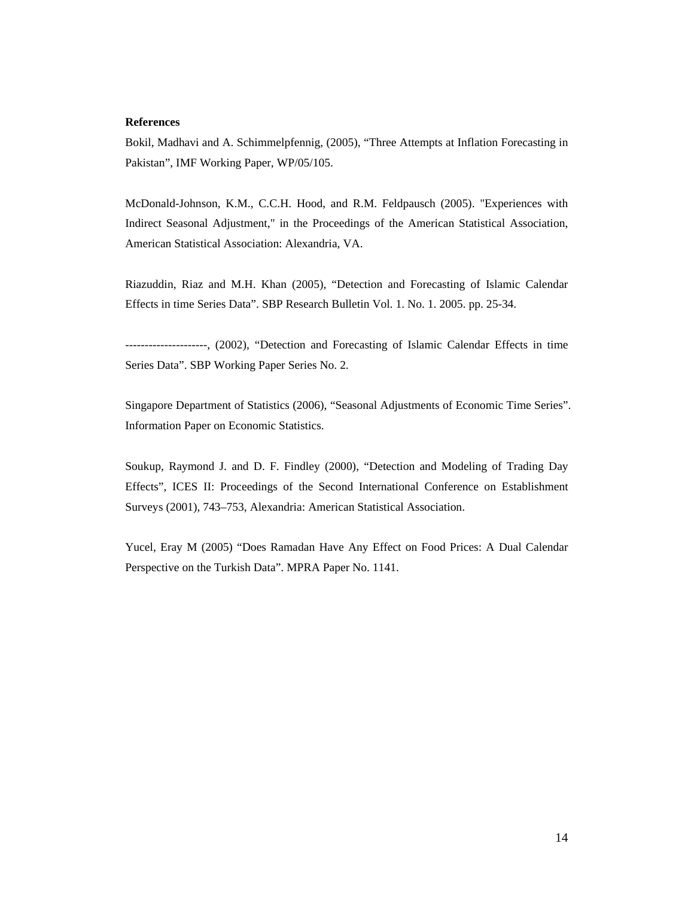**References**

Bokil, Madhavi and A. Schimmelpfennig, (2005), “Three Attempts at Inflation Forecasting in Pakistan”, IMF Working Paper, WP/05/105.

McDonald-Johnson, K.M., C.C.H. Hood, and R.M. Feldpausch (2005). "Experiences with Indirect Seasonal Adjustment," in the Proceedings of the American Statistical Association, American Statistical Association: Alexandria, VA.

Riazuddin, Riaz and M.H. Khan (2005), “Detection and Forecasting of Islamic Calendar Effects in time Series Data”. SBP Research Bulletin Vol. 1. No. 1. 2005. pp. 25-34.

---------------------, (2002), “Detection and Forecasting of Islamic Calendar Effects in time Series Data”. SBP Working Paper Series No. 2.

Singapore Department of Statistics (2006), “Seasonal Adjustments of Economic Time Series”. Information Paper on Economic Statistics.

Soukup, Raymond J. and D. F. Findley (2000), “Detection and Modeling of Trading Day Effects”, ICES II: Proceedings of the Second International Conference on Establishment Surveys (2001), 743–753, Alexandria: American Statistical Association.

Yucel, Eray M (2005) “Does Ramadan Have Any Effect on Food Prices: A Dual Calendar Perspective on the Turkish Data”. MPRA Paper No. 1141.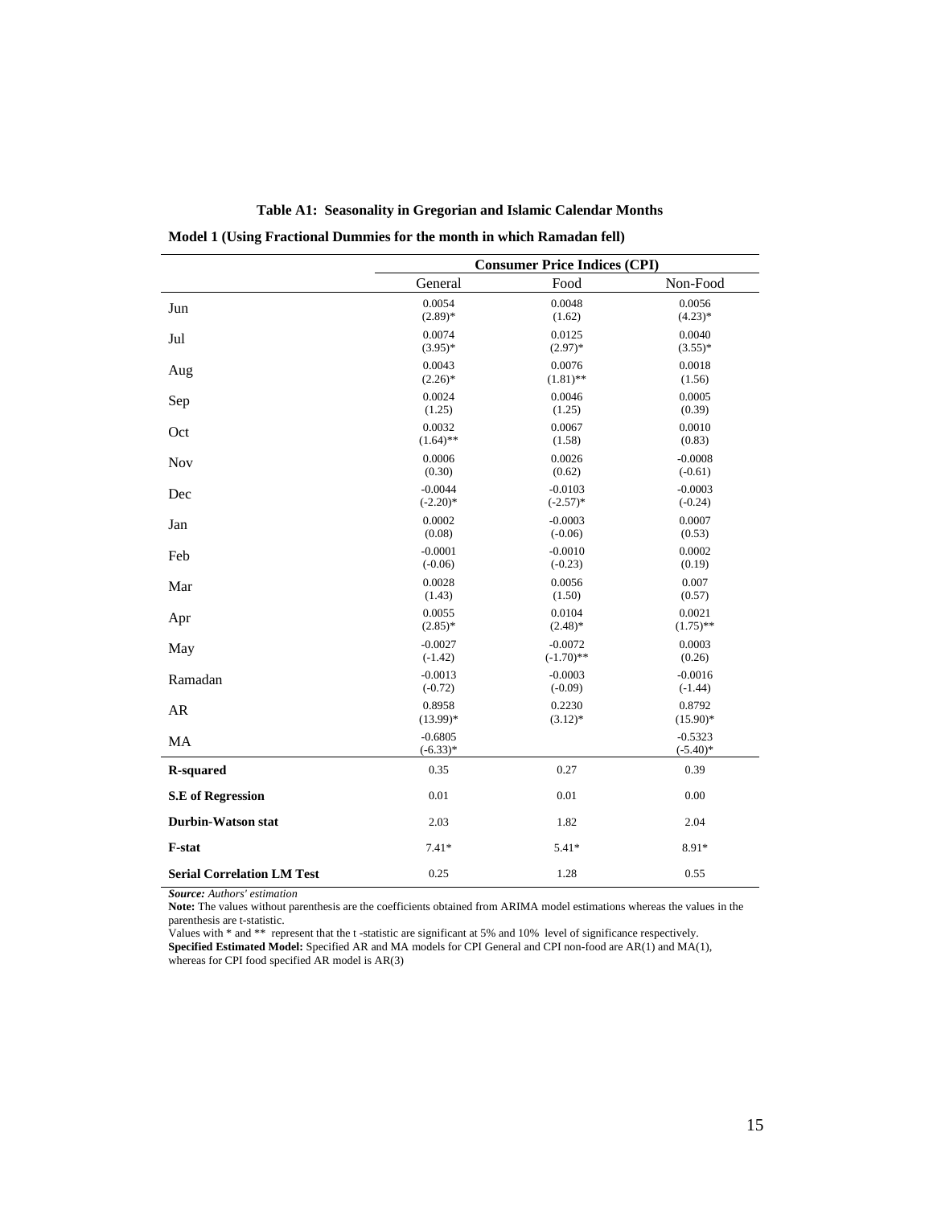**Table A1: Seasonality in Gregorian and Islamic Calendar Months**

**Model 1 (Using Fractional Dummies for the month in which Ramadan fell)**

| | Consumer Price Indices (CPI) | | |
|---|---|---|---|
| | General | Food | Non-Food |
| Jun | 0.0054<br>(2.89)* | 0.0048<br>(1.62) | 0.0056<br>(4.23)* |
| Jul | 0.0074<br>(3.95)* | 0.0125<br>(2.97)* | 0.0040<br>(3.55)* |
| Aug | 0.0043<br>(2.26)* | 0.0076<br>(1.81)** | 0.0018<br>(1.56) |
| Sep | 0.0024<br>(1.25) | 0.0046<br>(1.25) | 0.0005<br>(0.39) |
| Oct | 0.0032<br>(1.64)** | 0.0067<br>(1.58) | 0.0010<br>(0.83) |
| Nov | 0.0006<br>(0.30) | 0.0026<br>(0.62) | -0.0008<br>(-0.61) |
| Dec | -0.0044<br>(-2.20)* | -0.0103<br>(-2.57)* | -0.0003<br>(-0.24) |
| Jan | 0.0002<br>(0.08) | -0.0003<br>(-0.06) | 0.0007<br>(0.53) |
| Feb | -0.0001<br>(-0.06) | -0.0010<br>(-0.23) | 0.0002<br>(0.19) |
| Mar | 0.0028<br>(1.43) | 0.0056<br>(1.50) | 0.007<br>(0.57) |
| Apr | 0.0055<br>(2.85)* | 0.0104<br>(2.48)* | 0.0021<br>(1.75)** |
| May | -0.0027<br>(-1.42) | -0.0072<br>(-1.70)** | 0.0003<br>(0.26) |
| Ramadan | -0.0013<br>(-0.72) | -0.0003<br>(-0.09) | -0.0016<br>(-1.44) |
| AR | 0.8958<br>(13.99)* | 0.2230<br>(3.12)* | 0.8792<br>(15.90)* |
| MA | -0.6805<br>(-6.33)* | | -0.5323<br>(-5.40)* |
| **R-squared** | 0.35 | 0.27 | 0.39 |
| **S.E of Regression** | 0.01 | 0.01 | 0.00 |
| **Durbin-Watson stat** | 2.03 | 1.82 | 2.04 |
| **F-stat** | 7.41* | 5.41* | 8.91* |
| **Serial Correlation LM Test** | 0.25 | 1.28 | 0.55 |

***Source:*** *Authors' estimation*

**Note:** The values without parenthesis are the coefficients obtained from ARIMA model estimations whereas the values in the parenthesis are t-statistic.

Values with * and ** represent that the t -statistic are significant at 5% and 10% level of significance respectively.

**Specified Estimated Model:** Specified AR and MA models for CPI General and CPI non-food are AR(1) and MA(1), whereas for CPI food specified AR model is AR(3)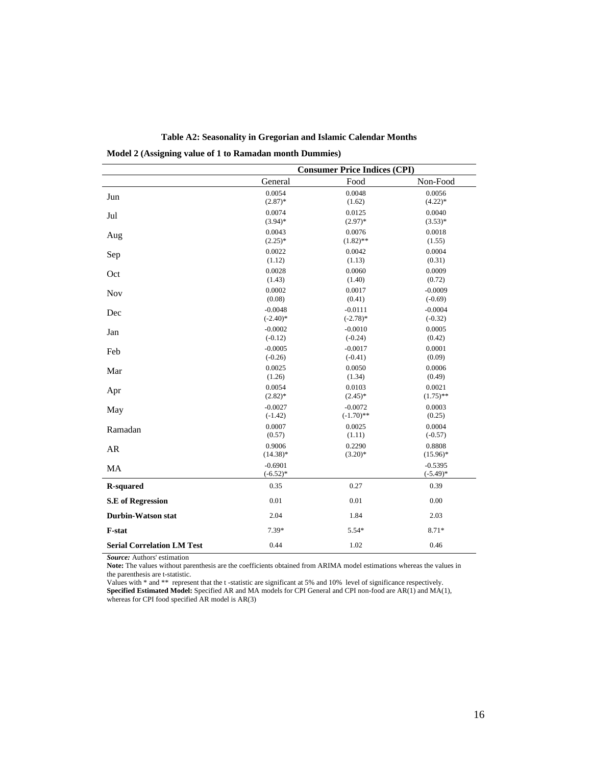**Table A2: Seasonality in Gregorian and Islamic Calendar Months**

**Model 2 (Assigning value of 1 to Ramadan month Dummies)**

| | Consumer Price Indices (CPI) | | |
|---|---|---|---|
| | General | Food | Non-Food |
| Jun | 0.0054<br>(2.87)* | 0.0048<br>(1.62) | 0.0056<br>(4.22)* |
| Jul | 0.0074<br>(3.94)* | 0.0125<br>(2.97)* | 0.0040<br>(3.53)* |
| Aug | 0.0043<br>(2.25)* | 0.0076<br>(1.82)** | 0.0018<br>(1.55) |
| Sep | 0.0022<br>(1.12) | 0.0042<br>(1.13) | 0.0004<br>(0.31) |
| Oct | 0.0028<br>(1.43) | 0.0060<br>(1.40) | 0.0009<br>(0.72) |
| Nov | 0.0002<br>(0.08) | 0.0017<br>(0.41) | -0.0009<br>(-0.69) |
| Dec | -0.0048<br>(-2.40)* | -0.0111<br>(-2.78)* | -0.0004<br>(-0.32) |
| Jan | -0.0002<br>(-0.12) | -0.0010<br>(-0.24) | 0.0005<br>(0.42) |
| Feb | -0.0005<br>(-0.26) | -0.0017<br>(-0.41) | 0.0001<br>(0.09) |
| Mar | 0.0025<br>(1.26) | 0.0050<br>(1.34) | 0.0006<br>(0.49) |
| Apr | 0.0054<br>(2.82)* | 0.0103<br>(2.45)* | 0.0021<br>(1.75)** |
| May | -0.0027<br>(-1.42) | -0.0072<br>(-1.70)** | 0.0003<br>(0.25) |
| Ramadan | 0.0007<br>(0.57) | 0.0025<br>(1.11) | 0.0004<br>(-0.57) |
| AR | 0.9006<br>(14.38)* | 0.2290<br>(3.20)* | 0.8808<br>(15.96)* |
| MA | -0.6901<br>(-6.52)* | | -0.5395<br>(-5.49)* |
| **R-squared** | 0.35 | 0.27 | 0.39 |
| **S.E of Regression** | 0.01 | 0.01 | 0.00 |
| **Durbin-Watson stat** | 2.04 | 1.84 | 2.03 |
| **F-stat** | 7.39* | 5.54* | 8.71* |
| **Serial Correlation LM Test** | 0.44 | 1.02 | 0.46 |

***Source:*** Authors' estimation

**Note:** The values without parenthesis are the coefficients obtained from ARIMA model estimations whereas the values in the parenthesis are t-statistic.

Values with * and ** represent that the t -statistic are significant at 5% and 10% level of significance respectively.

**Specified Estimated Model:** Specified AR and MA models for CPI General and CPI non-food are AR(1) and MA(1), whereas for CPI food specified AR model is AR(3)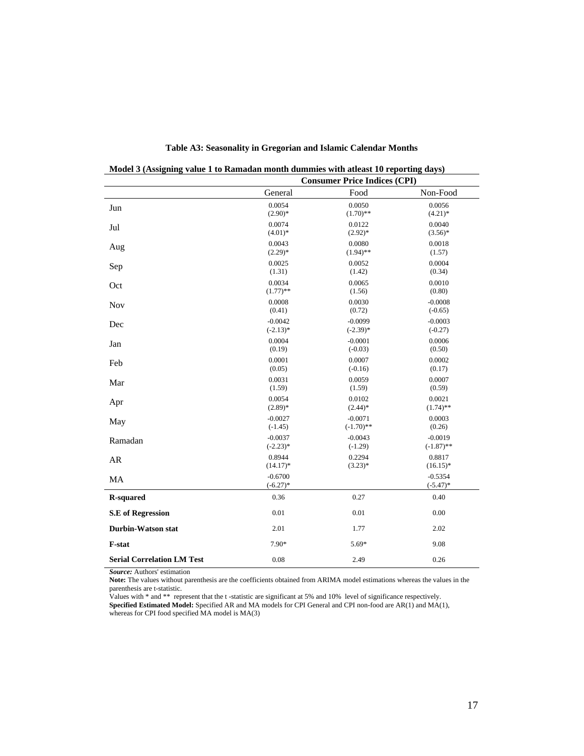**Table A3: Seasonality in Gregorian and Islamic Calendar Months**

**Model 3 (Assigning value 1 to Ramadan month dummies with atleast 10 reporting days)**

| | **Consumer Price Indices (CPI)** | | |
|---|---|---|---|
| | General | Food | Non-Food |
| Jun | 0.0054<br>(2.90)* | 0.0050<br>(1.70)** | 0.0056<br>(4.21)* |
| Jul | 0.0074<br>(4.01)* | 0.0122<br>(2.92)* | 0.0040<br>(3.56)* |
| Aug | 0.0043<br>(2.29)* | 0.0080<br>(1.94)** | 0.0018<br>(1.57) |
| Sep | 0.0025<br>(1.31) | 0.0052<br>(1.42) | 0.0004<br>(0.34) |
| Oct | 0.0034<br>(1.77)** | 0.0065<br>(1.56) | 0.0010<br>(0.80) |
| Nov | 0.0008<br>(0.41) | 0.0030<br>(0.72) | -0.0008<br>(-0.65) |
| Dec | -0.0042<br>(-2.13)* | -0.0099<br>(-2.39)* | -0.0003<br>(-0.27) |
| Jan | 0.0004<br>(0.19) | -0.0001<br>(-0.03) | 0.0006<br>(0.50) |
| Feb | 0.0001<br>(0.05) | 0.0007<br>(-0.16) | 0.0002<br>(0.17) |
| Mar | 0.0031<br>(1.59) | 0.0059<br>(1.59) | 0.0007<br>(0.59) |
| Apr | 0.0054<br>(2.89)* | 0.0102<br>(2.44)* | 0.0021<br>(1.74)** |
| May | -0.0027<br>(-1.45) | -0.0071<br>(-1.70)** | 0.0003<br>(0.26) |
| Ramadan | -0.0037<br>(-2.23)* | -0.0043<br>(-1.29) | -0.0019<br>(-1.87)** |
| AR | 0.8944<br>(14.17)* | 0.2294<br>(3.23)* | 0.8817<br>(16.15)* |
| MA | -0.6700<br>(-6.27)* | | -0.5354<br>(-5.47)* |
| **R-squared** | 0.36 | 0.27 | 0.40 |
| **S.E of Regression** | 0.01 | 0.01 | 0.00 |
| **Durbin-Watson stat** | 2.01 | 1.77 | 2.02 |
| **F-stat** | 7.90* | 5.69* | 9.08 |
| **Serial Correlation LM Test** | 0.08 | 2.49 | 0.26 |

***Source:*** Authors' estimation

**Note:** The values without parenthesis are the coefficients obtained from ARIMA model estimations whereas the values in the parenthesis are t-statistic.

Values with * and ** represent that the t -statistic are significant at 5% and 10% level of significance respectively.

**Specified Estimated Model:** Specified AR and MA models for CPI General and CPI non-food are AR(1) and MA(1), whereas for CPI food specified MA model is MA(3)